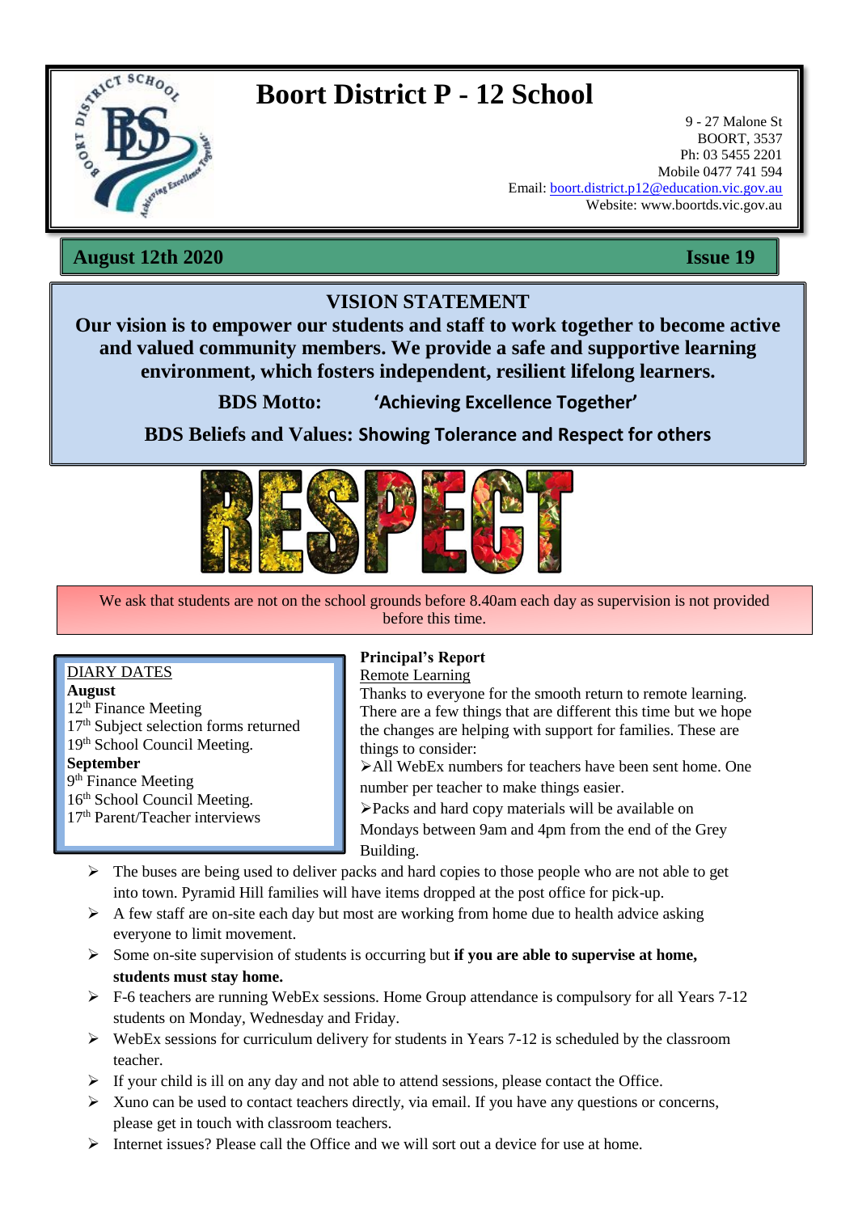# Boort District P - 12 School

9 - 27 Malone St
BOORT, 3537
Ph: 03 5455 2201
Mobile 0477 741 594
Email: boort.district.p12@education.vic.gov.au
Website: www.boortds.vic.gov.au

**August 12th 2020** **Issue 19**

## VISION STATEMENT

**Our vision is to empower our students and staff to work together to become active and valued community members. We provide a safe and supportive learning environment, which fosters independent, resilient lifelong learners.**

**BDS Motto: 'Achieving Excellence Together'**

**BDS Beliefs and Values: Showing Tolerance and Respect for others**

RESPECT

We ask that students are not on the school grounds before 8.40am each day as supervision is not provided before this time.

DIARY DATES

**August**
12th Finance Meeting
17th Subject selection forms returned
19th School Council Meeting.

**September**
9th Finance Meeting
16th School Council Meeting.
17th Parent/Teacher interviews

**Principal's Report**

Remote Learning

Thanks to everyone for the smooth return to remote learning. There are a few things that are different this time but we hope the changes are helping with support for families. These are things to consider:

- All WebEx numbers for teachers have been sent home. One number per teacher to make things easier.
- Packs and hard copy materials will be available on Mondays between 9am and 4pm from the end of the Grey Building.
- The buses are being used to deliver packs and hard copies to those people who are not able to get into town. Pyramid Hill families will have items dropped at the post office for pick-up.
- A few staff are on-site each day but most are working from home due to health advice asking everyone to limit movement.
- Some on-site supervision of students is occurring but **if you are able to supervise at home, students must stay home.**
- F-6 teachers are running WebEx sessions. Home Group attendance is compulsory for all Years 7-12 students on Monday, Wednesday and Friday.
- WebEx sessions for curriculum delivery for students in Years 7-12 is scheduled by the classroom teacher.
- If your child is ill on any day and not able to attend sessions, please contact the Office.
- Xuno can be used to contact teachers directly, via email. If you have any questions or concerns, please get in touch with classroom teachers.
- Internet issues? Please call the Office and we will sort out a device for use at home.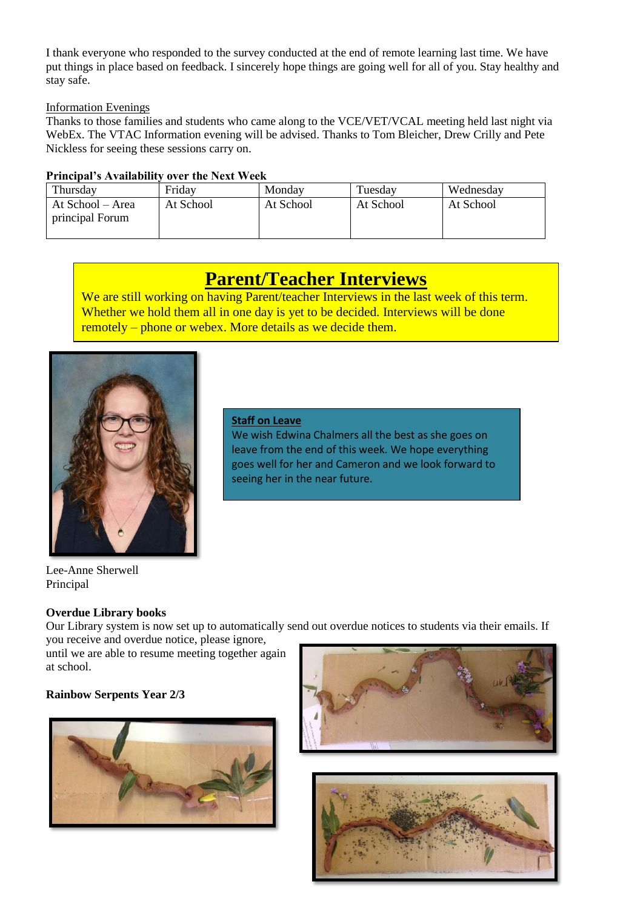I thank everyone who responded to the survey conducted at the end of remote learning last time. We have put things in place based on feedback. I sincerely hope things are going well for all of you. Stay healthy and stay safe.

Information Evenings

Thanks to those families and students who came along to the VCE/VET/VCAL meeting held last night via WebEx. The VTAC Information evening will be advised. Thanks to Tom Bleicher, Drew Crilly and Pete Nickless for seeing these sessions carry on.

**Principal's Availability over the Next Week**

| Thursday | Friday | Monday | Tuesday | Wednesday |
|---|---|---|---|---|
| At School – Area principal Forum | At School | At School | At School | At School |

## Parent/Teacher Interviews

We are still working on having Parent/teacher Interviews in the last week of this term. Whether we hold them all in one day is yet to be decided. Interviews will be done remotely – phone or webex. More details as we decide them.

**Staff on Leave**

We wish Edwina Chalmers all the best as she goes on leave from the end of this week. We hope everything goes well for her and Cameron and we look forward to seeing her in the near future.

Lee-Anne Sherwell
Principal

**Overdue Library books**

Our Library system is now set up to automatically send out overdue notices to students via their emails. If you receive and overdue notice, please ignore, until we are able to resume meeting together again at school.

**Rainbow Serpents Year 2/3**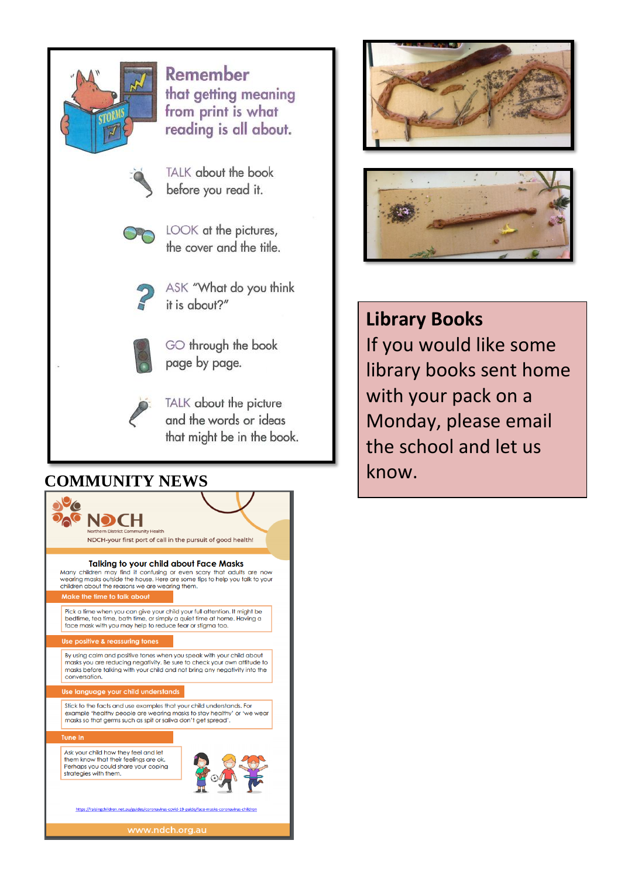Remember that getting meaning from print is what reading is all about.

TALK about the book before you read it.

LOOK at the pictures, the cover and the title.

ASK "What do you think it is about?"

GO through the book page by page.

TALK about the picture and the words or ideas that might be in the book.

**Library Books**

If you would like some library books sent home with your pack on a Monday, please email the school and let us know.

## COMMUNITY NEWS

NDCH
Northern District Community Health
NDCH-your first port of call in the pursuit of good health!

### Talking to your child about Face Masks

Many children may find it confusing or even scary that adults are now wearing masks outside the house. Here are some tips to help you talk to your children about the reasons we are wearing them.

**Make the time to talk about**

Pick a time when you can give your child your full attention. It might be bedtime, tea time, bath time, or simply a quiet time at home. Having a face mask with you may help to reduce fear or stigma too.

**Use positive & reassuring tones**

By using calm and positive tones when you speak with your child about masks you are reducing negativity. Be sure to check your own attitude to masks before talking with your child and not bring any negativity into the conversation.

**Use language your child understands**

Stick to the facts and use examples that your child understands. For example 'healthy people are wearing masks to stay healthy' or 'we wear masks so that germs such as spit or saliva don't get spread'.

**Tune in**

Ask your child how they feel and let them know that their feelings are ok. Perhaps you could share your coping strategies with them.

https://raisingchildren.net.au/guides/coronavirus-covid-19-guide/face-masks-coronavirus-children

www.ndch.org.au